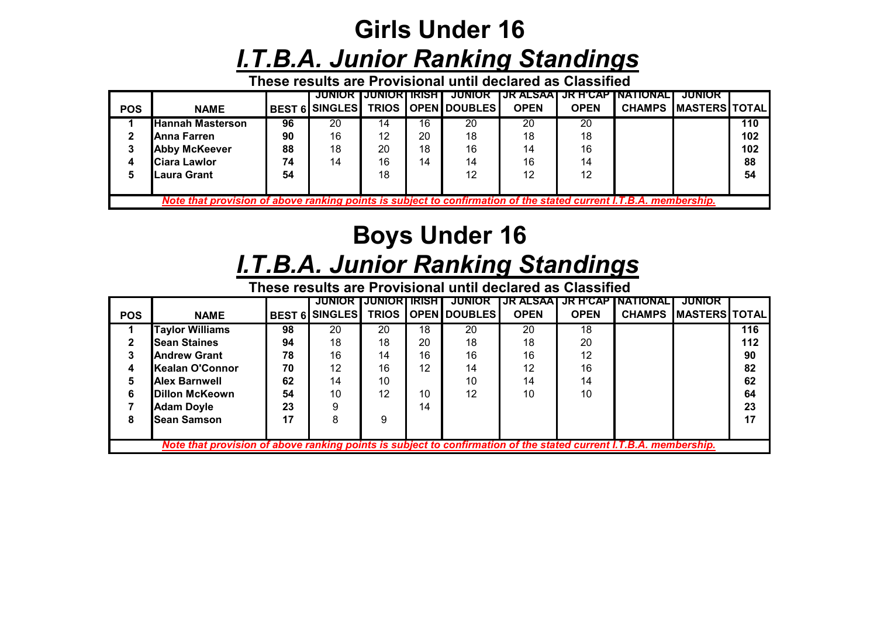# Girls Under 16

## *I.T.B.A. Junior Ranking Standings*

**These results are Provisional until declared as Classified**

| POS | NAME | BEST 6 | JUNIOR SINGLES | JUNIOR TRIOS | IRISH OPEN | JUNIOR DOUBLES | JR ALSAA OPEN | JR H'CAP OPEN | NATIONAL CHAMPS | JUNIOR MASTERS | TOTAL |
|---|---|---|---|---|---|---|---|---|---|---|---|
| 1 | Hannah Masterson | 96 | 20 | 14 | 16 | 20 | 20 | 20 | | | 110 |
| 2 | Anna Farren | 90 | 16 | 12 | 20 | 18 | 18 | 18 | | | 102 |
| 3 | Abby McKeever | 88 | 18 | 20 | 18 | 16 | 14 | 16 | | | 102 |
| 4 | Ciara Lawlor | 74 | 14 | 16 | 14 | 14 | 16 | 14 | | | 88 |
| 5 | Laura Grant | 54 | | 18 | | 12 | 12 | 12 | | | 54 |

*Note that provision of above ranking points is subject to confirmation of the stated current I.T.B.A. membership.*

# Boys Under 16

## *I.T.B.A. Junior Ranking Standings*

**These results are Provisional until declared as Classified**

| POS | NAME | BEST 6 | JUNIOR SINGLES | JUNIOR TRIOS | IRISH OPEN | JUNIOR DOUBLES | JR ALSAA OPEN | JR H'CAP OPEN | NATIONAL CHAMPS | JUNIOR MASTERS | TOTAL |
|---|---|---|---|---|---|---|---|---|---|---|---|
| 1 | Taylor Williams | 98 | 20 | 20 | 18 | 20 | 20 | 18 | | | 116 |
| 2 | Sean Staines | 94 | 18 | 18 | 20 | 18 | 18 | 20 | | | 112 |
| 3 | Andrew Grant | 78 | 16 | 14 | 16 | 16 | 16 | 12 | | | 90 |
| 4 | Kealan O'Connor | 70 | 12 | 16 | 12 | 14 | 12 | 16 | | | 82 |
| 5 | Alex Barnwell | 62 | 14 | 10 | | 10 | 14 | 14 | | | 62 |
| 6 | Dillon McKeown | 54 | 10 | 12 | 10 | 12 | 10 | 10 | | | 64 |
| 7 | Adam Doyle | 23 | 9 | | 14 | | | | | | 23 |
| 8 | Sean Samson | 17 | 8 | 9 | | | | | | | 17 |

*Note that provision of above ranking points is subject to confirmation of the stated current I.T.B.A. membership.*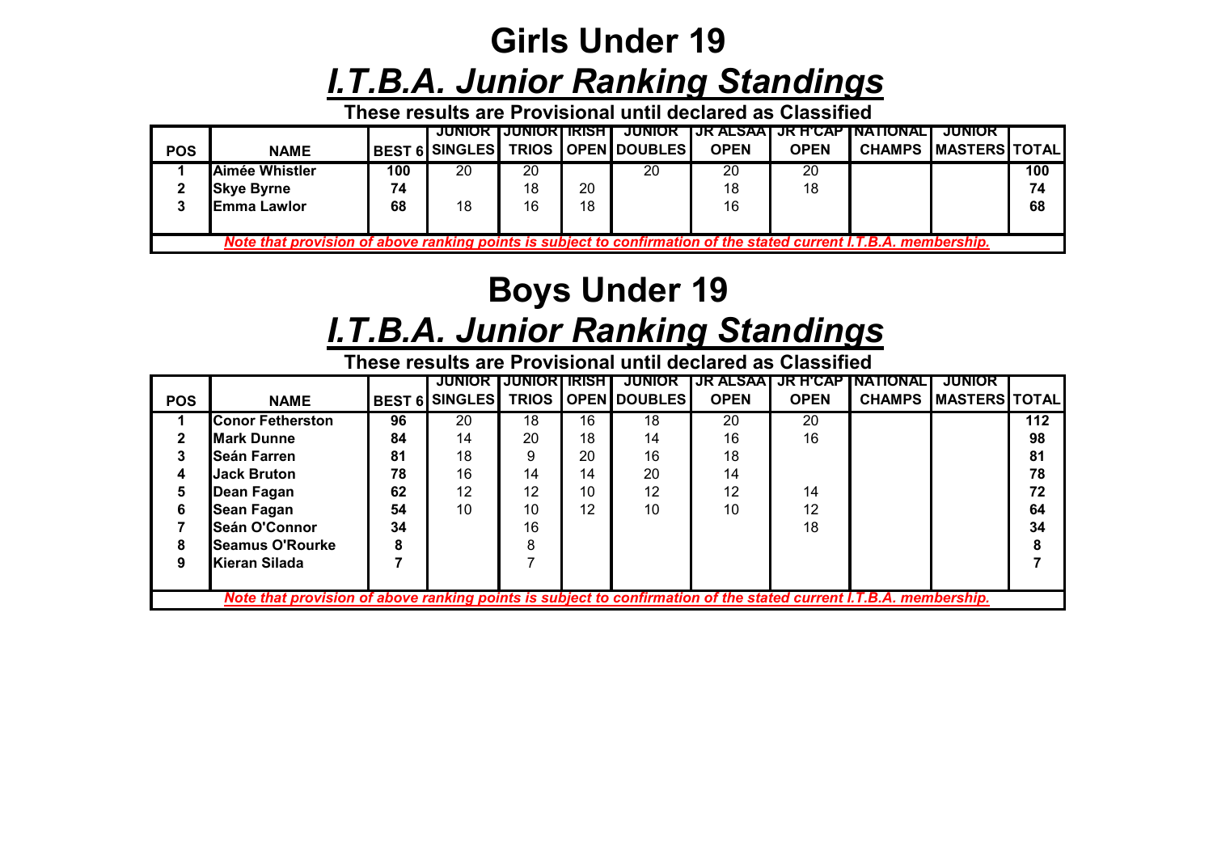# Girls Under 19

## *I.T.B.A. Junior Ranking Standings*

**These results are Provisional until declared as Classified**

| POS | NAME | BEST 6 | JUNIOR SINGLES | JUNIOR TRIOS | IRISH OPEN | JUNIOR DOUBLES | JR ALSAA OPEN | JR H'CAP OPEN | NATIONAL CHAMPS | JUNIOR MASTERS | TOTAL |
|---|---|---|---|---|---|---|---|---|---|---|---|
| 1 | Aimée Whistler | 100 | 20 | 20 | | 20 | 20 | 20 | | | 100 |
| 2 | Skye Byrne | 74 | | 18 | 20 | | 18 | 18 | | | 74 |
| 3 | Emma Lawlor | 68 | 18 | 16 | 18 | | 16 | | | | 68 |

*Note that provision of above ranking points is subject to confirmation of the stated current I.T.B.A. membership.*

# Boys Under 19

## *I.T.B.A. Junior Ranking Standings*

**These results are Provisional until declared as Classified**

| POS | NAME | BEST 6 | JUNIOR SINGLES | JUNIOR TRIOS | IRISH OPEN | JUNIOR DOUBLES | JR ALSAA OPEN | JR H'CAP OPEN | NATIONAL CHAMPS | JUNIOR MASTERS | TOTAL |
|---|---|---|---|---|---|---|---|---|---|---|---|
| 1 | Conor Fetherston | 96 | 20 | 18 | 16 | 18 | 20 | 20 | | | 112 |
| 2 | Mark Dunne | 84 | 14 | 20 | 18 | 14 | 16 | 16 | | | 98 |
| 3 | Seán Farren | 81 | 18 | 9 | 20 | 16 | 18 | | | | 81 |
| 4 | Jack Bruton | 78 | 16 | 14 | 14 | 20 | 14 | | | | 78 |
| 5 | Dean Fagan | 62 | 12 | 12 | 10 | 12 | 12 | 14 | | | 72 |
| 6 | Sean Fagan | 54 | 10 | 10 | 12 | 10 | 10 | 12 | | | 64 |
| 7 | Seán O'Connor | 34 | | 16 | | | | 18 | | | 34 |
| 8 | Seamus O'Rourke | 8 | | 8 | | | | | | | 8 |
| 9 | Kieran Silada | 7 | | 7 | | | | | | | 7 |

*Note that provision of above ranking points is subject to confirmation of the stated current I.T.B.A. membership.*